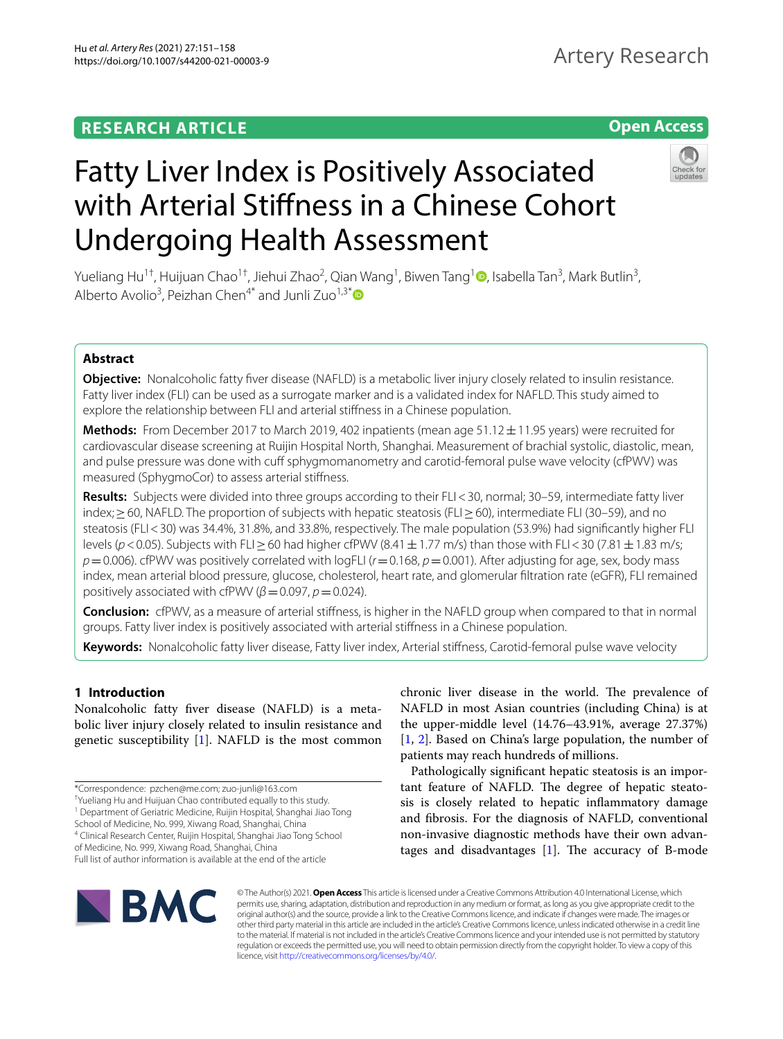RESEARCH ARTICLE

Open Access

# Fatty Liver Index is Positively Associated with Arterial Stiffness in a Chinese Cohort Undergoing Health Assessment

Yueliang Hu[1†], Huijuan Chao[1†], Jiehui Zhao[2], Qian Wang[1], Biwen Tang[1], Isabella Tan[3], Mark Butlin[3], Alberto Avolio[3], Peizhan Chen[4*] and Junli Zuo[1,3*]

## Abstract

**Objective:** Nonalcoholic fatty fiver disease (NAFLD) is a metabolic liver injury closely related to insulin resistance. Fatty liver index (FLI) can be used as a surrogate marker and is a validated index for NAFLD. This study aimed to explore the relationship between FLI and arterial stiffness in a Chinese population.

**Methods:** From December 2017 to March 2019, 402 inpatients (mean age 51.12 ± 11.95 years) were recruited for cardiovascular disease screening at Ruijin Hospital North, Shanghai. Measurement of brachial systolic, diastolic, mean, and pulse pressure was done with cuff sphygmomanometry and carotid-femoral pulse wave velocity (cfPWV) was measured (SphygmoCor) to assess arterial stiffness.

**Results:** Subjects were divided into three groups according to their FLI < 30, normal; 30–59, intermediate fatty liver index; ≥ 60, NAFLD. The proportion of subjects with hepatic steatosis (FLI ≥ 60), intermediate FLI (30–59), and no steatosis (FLI < 30) was 34.4%, 31.8%, and 33.8%, respectively. The male population (53.9%) had significantly higher FLI levels ($p < 0.05$). Subjects with FLI ≥ 60 had higher cfPWV (8.41 ± 1.77 m/s) than those with FLI < 30 (7.81 ± 1.83 m/s; $p = 0.006$). cfPWV was positively correlated with logFLI ($r = 0.168$, $p = 0.001$). After adjusting for age, sex, body mass index, mean arterial blood pressure, glucose, cholesterol, heart rate, and glomerular filtration rate (eGFR), FLI remained positively associated with cfPWV ($\beta = 0.097$, $p = 0.024$).

**Conclusion:** cfPWV, as a measure of arterial stiffness, is higher in the NAFLD group when compared to that in normal groups. Fatty liver index is positively associated with arterial stiffness in a Chinese population.

**Keywords:** Nonalcoholic fatty liver disease, Fatty liver index, Arterial stiffness, Carotid-femoral pulse wave velocity

## 1 Introduction

Nonalcoholic fatty fiver disease (NAFLD) is a metabolic liver injury closely related to insulin resistance and genetic susceptibility [1]. NAFLD is the most common chronic liver disease in the world. The prevalence of NAFLD in most Asian countries (including China) is at the upper-middle level (14.76–43.91%, average 27.37%) [1, 2]. Based on China's large population, the number of patients may reach hundreds of millions.

Pathologically significant hepatic steatosis is an important feature of NAFLD. The degree of hepatic steatosis is closely related to hepatic inflammatory damage and fibrosis. For the diagnosis of NAFLD, conventional non-invasive diagnostic methods have their own advantages and disadvantages [1]. The accuracy of B-mode

*Correspondence: pzchen@me.com; zuo-junli@163.com

†Yueliang Hu and Huijuan Chao contributed equally to this study.

[1] Department of Geriatric Medicine, Ruijin Hospital, Shanghai Jiao Tong School of Medicine, No. 999, Xiwang Road, Shanghai, China

[4] Clinical Research Center, Ruijin Hospital, Shanghai Jiao Tong School of Medicine, No. 999, Xiwang Road, Shanghai, China

Full list of author information is available at the end of the article

© The Author(s) 2021. **Open Access** This article is licensed under a Creative Commons Attribution 4.0 International License, which permits use, sharing, adaptation, distribution and reproduction in any medium or format, as long as you give appropriate credit to the original author(s) and the source, provide a link to the Creative Commons licence, and indicate if changes were made. The images or other third party material in this article are included in the article's Creative Commons licence, unless indicated otherwise in a credit line to the material. If material is not included in the article's Creative Commons licence and your intended use is not permitted by statutory regulation or exceeds the permitted use, you will need to obtain permission directly from the copyright holder. To view a copy of this licence, visit http://creativecommons.org/licenses/by/4.0/.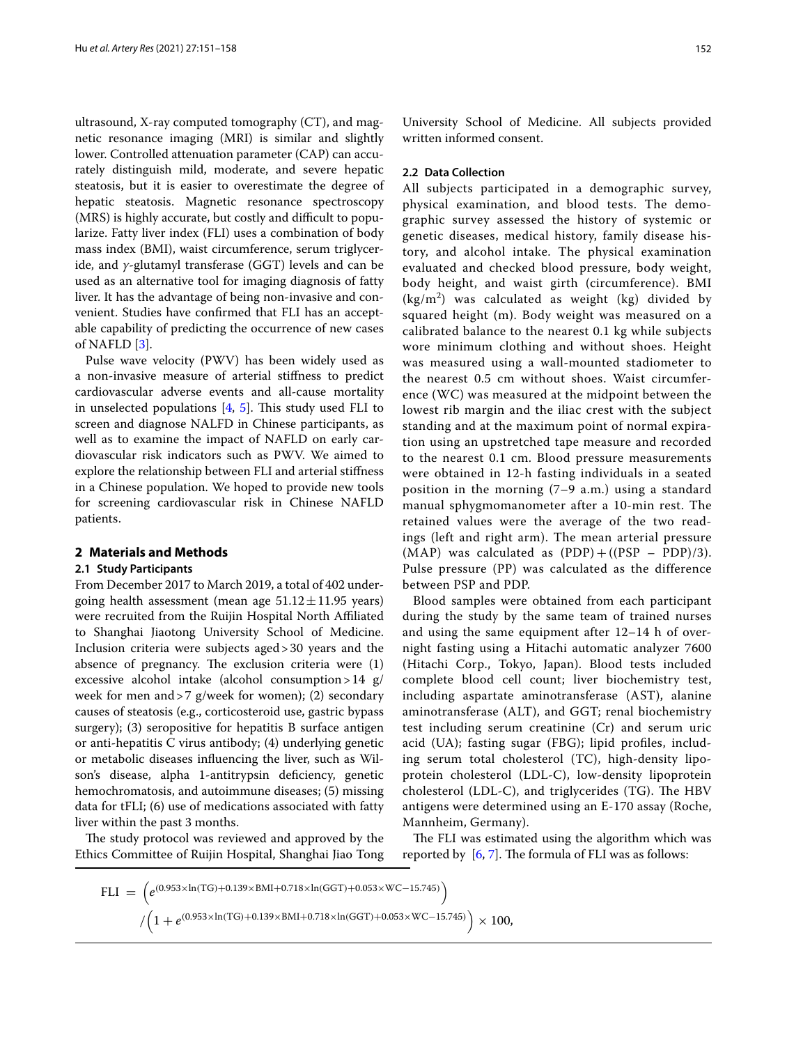ultrasound, X-ray computed tomography (CT), and magnetic resonance imaging (MRI) is similar and slightly lower. Controlled attenuation parameter (CAP) can accurately distinguish mild, moderate, and severe hepatic steatosis, but it is easier to overestimate the degree of hepatic steatosis. Magnetic resonance spectroscopy (MRS) is highly accurate, but costly and difficult to popularize. Fatty liver index (FLI) uses a combination of body mass index (BMI), waist circumference, serum triglyceride, and $\gamma$-glutamyl transferase (GGT) levels and can be used as an alternative tool for imaging diagnosis of fatty liver. It has the advantage of being non-invasive and convenient. Studies have confirmed that FLI has an acceptable capability of predicting the occurrence of new cases of NAFLD [3].

Pulse wave velocity (PWV) has been widely used as a non-invasive measure of arterial stiffness to predict cardiovascular adverse events and all-cause mortality in unselected populations [4, 5]. This study used FLI to screen and diagnose NALFD in Chinese participants, as well as to examine the impact of NAFLD on early cardiovascular risk indicators such as PWV. We aimed to explore the relationship between FLI and arterial stiffness in a Chinese population. We hoped to provide new tools for screening cardiovascular risk in Chinese NAFLD patients.

## 2 Materials and Methods

### 2.1 Study Participants

From December 2017 to March 2019, a total of 402 undergoing health assessment (mean age $51.12 \pm 11.95$ years) were recruited from the Ruijin Hospital North Affiliated to Shanghai Jiaotong University School of Medicine. Inclusion criteria were subjects aged > 30 years and the absence of pregnancy. The exclusion criteria were (1) excessive alcohol intake (alcohol consumption > 14 g/week for men and > 7 g/week for women); (2) secondary causes of steatosis (e.g., corticosteroid use, gastric bypass surgery); (3) seropositive for hepatitis B surface antigen or anti-hepatitis C virus antibody; (4) underlying genetic or metabolic diseases influencing the liver, such as Wilson's disease, alpha 1-antitrypsin deficiency, genetic hemochromatosis, and autoimmune diseases; (5) missing data for tFLI; (6) use of medications associated with fatty liver within the past 3 months.

The study protocol was reviewed and approved by the Ethics Committee of Ruijin Hospital, Shanghai Jiao Tong University School of Medicine. All subjects provided written informed consent.

### 2.2 Data Collection

All subjects participated in a demographic survey, physical examination, and blood tests. The demographic survey assessed the history of systemic or genetic diseases, medical history, family disease history, and alcohol intake. The physical examination evaluated and checked blood pressure, body weight, body height, and waist girth (circumference). BMI ($kg/m^2$) was calculated as weight (kg) divided by squared height (m). Body weight was measured on a calibrated balance to the nearest 0.1 kg while subjects wore minimum clothing and without shoes. Height was measured using a wall-mounted stadiometer to the nearest 0.5 cm without shoes. Waist circumference (WC) was measured at the midpoint between the lowest rib margin and the iliac crest with the subject standing and at the maximum point of normal expiration using an upstretched tape measure and recorded to the nearest 0.1 cm. Blood pressure measurements were obtained in 12-h fasting individuals in a seated position in the morning (7–9 a.m.) using a standard manual sphygmomanometer after a 10-min rest. The retained values were the average of the two readings (left and right arm). The mean arterial pressure (MAP) was calculated as (PDP) + ((PSP − PDP)/3). Pulse pressure (PP) was calculated as the difference between PSP and PDP.

Blood samples were obtained from each participant during the study by the same team of trained nurses and using the same equipment after 12–14 h of overnight fasting using a Hitachi automatic analyzer 7600 (Hitachi Corp., Tokyo, Japan). Blood tests included complete blood cell count; liver biochemistry test, including aspartate aminotransferase (AST), alanine aminotransferase (ALT), and GGT; renal biochemistry test including serum creatinine (Cr) and serum uric acid (UA); fasting sugar (FBG); lipid profiles, including serum total cholesterol (TC), high-density lipoprotein cholesterol (LDL-C), low-density lipoprotein cholesterol (LDL-C), and triglycerides (TG). The HBV antigens were determined using an E-170 assay (Roche, Mannheim, Germany).

The FLI was estimated using the algorithm which was reported by [6, 7]. The formula of FLI was as follows:

$$\text{FLI} = \left(e^{(0.953\times\ln(\text{TG})+0.139\times\text{BMI}+0.718\times\ln(\text{GGT})+0.053\times\text{WC}-15.745)}\right) / \left(1+e^{(0.953\times\ln(\text{TG})+0.139\times\text{BMI}+0.718\times\ln(\text{GGT})+0.053\times\text{WC}-15.745)}\right) \times 100,$$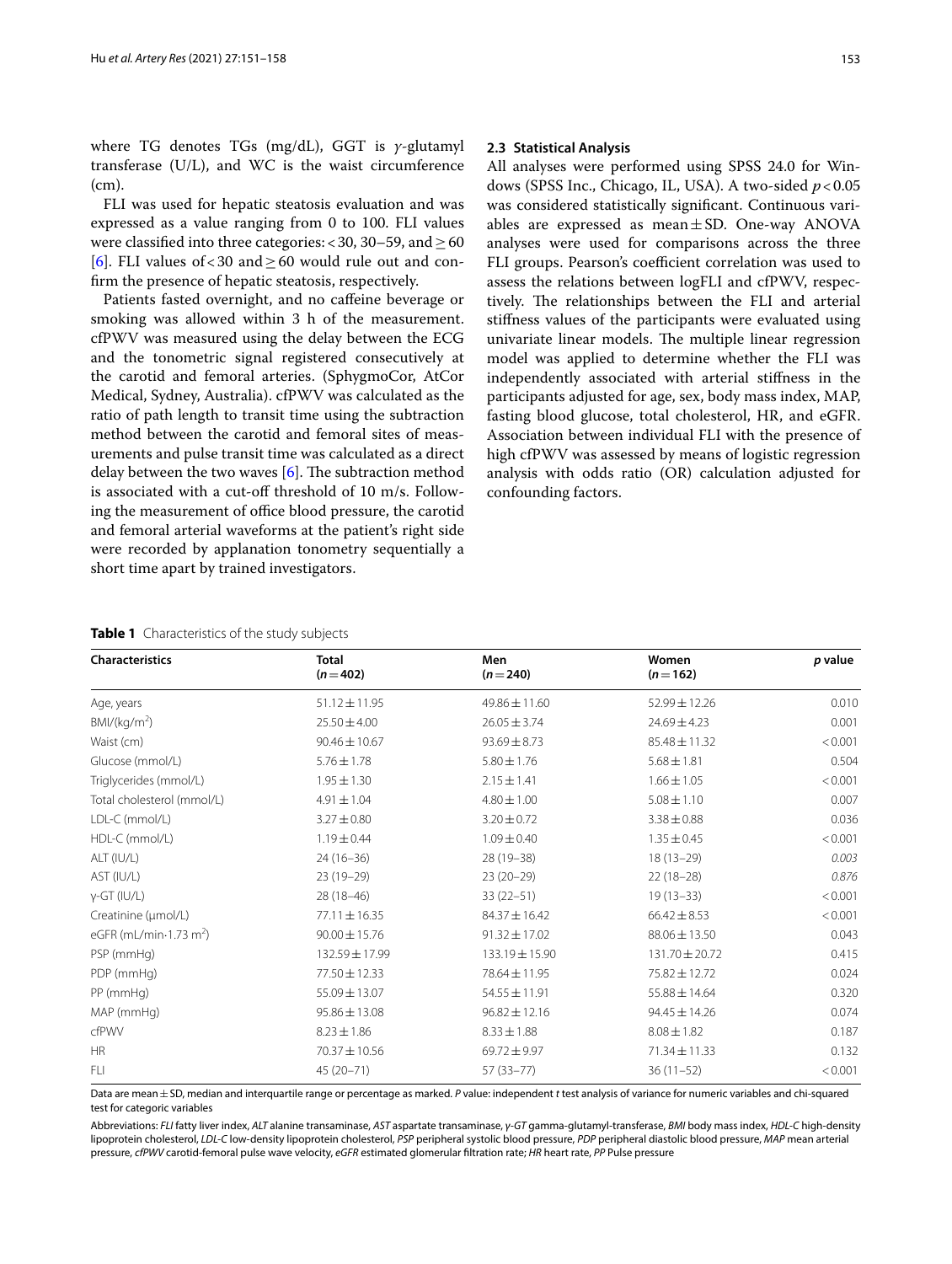where TG denotes TGs (mg/dL), GGT is $\gamma$-glutamyl transferase (U/L), and WC is the waist circumference (cm).

FLI was used for hepatic steatosis evaluation and was expressed as a value ranging from 0 to 100. FLI values were classified into three categories: < 30, 30–59, and ≥ 60 [6]. FLI values of < 30 and ≥ 60 would rule out and confirm the presence of hepatic steatosis, respectively.

Patients fasted overnight, and no caffeine beverage or smoking was allowed within 3 h of the measurement. cfPWV was measured using the delay between the ECG and the tonometric signal registered consecutively at the carotid and femoral arteries. (SphygmoCor, AtCor Medical, Sydney, Australia). cfPWV was calculated as the ratio of path length to transit time using the subtraction method between the carotid and femoral sites of measurements and pulse transit time was calculated as a direct delay between the two waves [6]. The subtraction method is associated with a cut-off threshold of 10 m/s. Following the measurement of office blood pressure, the carotid and femoral arterial waveforms at the patient's right side were recorded by applanation tonometry sequentially a short time apart by trained investigators.

### 2.3 Statistical Analysis

All analyses were performed using SPSS 24.0 for Windows (SPSS Inc., Chicago, IL, USA). A two-sided $p < 0.05$ was considered statistically significant. Continuous variables are expressed as mean ± SD. One-way ANOVA analyses were used for comparisons across the three FLI groups. Pearson's coefficient correlation was used to assess the relations between logFLI and cfPWV, respectively. The relationships between the FLI and arterial stiffness values of the participants were evaluated using univariate linear models. The multiple linear regression model was applied to determine whether the FLI was independently associated with arterial stiffness in the participants adjusted for age, sex, body mass index, MAP, fasting blood glucose, total cholesterol, HR, and eGFR. Association between individual FLI with the presence of high cfPWV was assessed by means of logistic regression analysis with odds ratio (OR) calculation adjusted for confounding factors.

**Table 1** Characteristics of the study subjects

| Characteristics | Total ($n = 402$) | Men ($n = 240$) | Women ($n = 162$) | *p* value |
|---|---|---|---|---|
| Age, years | 51.12 ± 11.95 | 49.86 ± 11.60 | 52.99 ± 12.26 | 0.010 |
| BMI/(kg/m$^2$) | 25.50 ± 4.00 | 26.05 ± 3.74 | 24.69 ± 4.23 | 0.001 |
| Waist (cm) | 90.46 ± 10.67 | 93.69 ± 8.73 | 85.48 ± 11.32 | < 0.001 |
| Glucose (mmol/L) | 5.76 ± 1.78 | 5.80 ± 1.76 | 5.68 ± 1.81 | 0.504 |
| Triglycerides (mmol/L) | 1.95 ± 1.30 | 2.15 ± 1.41 | 1.66 ± 1.05 | < 0.001 |
| Total cholesterol (mmol/L) | 4.91 ± 1.04 | 4.80 ± 1.00 | 5.08 ± 1.10 | 0.007 |
| LDL-C (mmol/L) | 3.27 ± 0.80 | 3.20 ± 0.72 | 3.38 ± 0.88 | 0.036 |
| HDL-C (mmol/L) | 1.19 ± 0.44 | 1.09 ± 0.40 | 1.35 ± 0.45 | < 0.001 |
| ALT (IU/L) | 24 (16–36) | 28 (19–38) | 18 (13–29) | *0.003* |
| AST (IU/L) | 23 (19–29) | 23 (20–29) | 22 (18–28) | *0.876* |
| γ-GT (IU/L) | 28 (18–46) | 33 (22–51) | 19 (13–33) | < 0.001 |
| Creatinine (μmol/L) | 77.11 ± 16.35 | 84.37 ± 16.42 | 66.42 ± 8.53 | < 0.001 |
| eGFR (mL/min·1.73 m$^2$) | 90.00 ± 15.76 | 91.32 ± 17.02 | 88.06 ± 13.50 | 0.043 |
| PSP (mmHg) | 132.59 ± 17.99 | 133.19 ± 15.90 | 131.70 ± 20.72 | 0.415 |
| PDP (mmHg) | 77.50 ± 12.33 | 78.64 ± 11.95 | 75.82 ± 12.72 | 0.024 |
| PP (mmHg) | 55.09 ± 13.07 | 54.55 ± 11.91 | 55.88 ± 14.64 | 0.320 |
| MAP (mmHg) | 95.86 ± 13.08 | 96.82 ± 12.16 | 94.45 ± 14.26 | 0.074 |
| cfPWV | 8.23 ± 1.86 | 8.33 ± 1.88 | 8.08 ± 1.82 | 0.187 |
| HR | 70.37 ± 10.56 | 69.72 ± 9.97 | 71.34 ± 11.33 | 0.132 |
| FLI | 45 (20–71) | 57 (33–77) | 36 (11–52) | < 0.001 |

Data are mean ± SD, median and interquartile range or percentage as marked. *P* value: independent *t* test analysis of variance for numeric variables and chi-squared test for categoric variables

Abbreviations: *FLI* fatty liver index, *ALT* alanine transaminase, *AST* aspartate transaminase, *γ-GT* gamma-glutamyl-transferase, *BMI* body mass index, *HDL-C* high-density lipoprotein cholesterol, *LDL-C* low-density lipoprotein cholesterol, *PSP* peripheral systolic blood pressure, *PDP* peripheral diastolic blood pressure, *MAP* mean arterial pressure, *cfPWV* carotid-femoral pulse wave velocity, *eGFR* estimated glomerular filtration rate; *HR* heart rate, *PP* Pulse pressure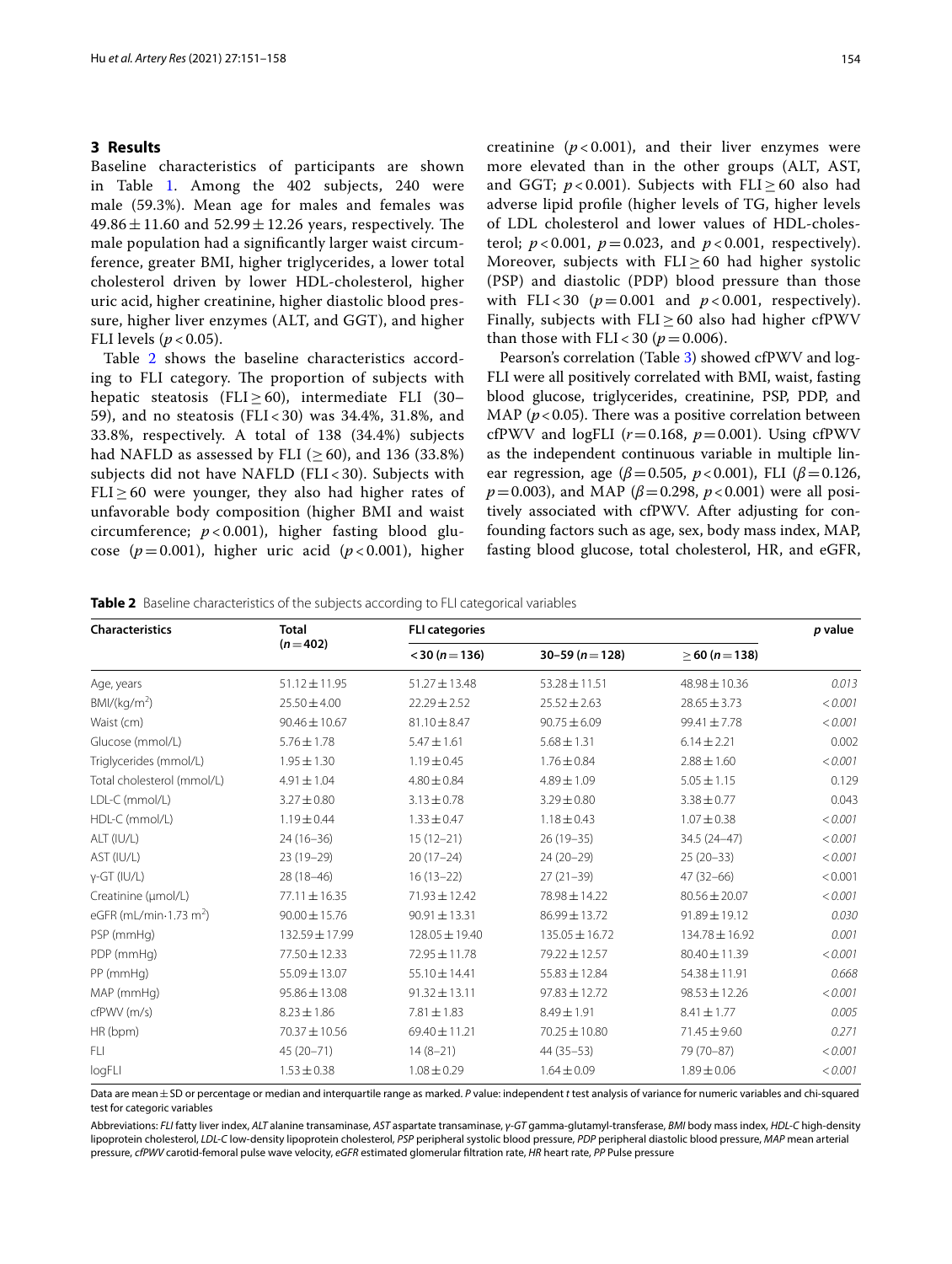## 3 Results

Baseline characteristics of participants are shown in Table 1. Among the 402 subjects, 240 were male (59.3%). Mean age for males and females was $49.86 \pm 11.60$ and $52.99 \pm 12.26$ years, respectively. The male population had a significantly larger waist circumference, greater BMI, higher triglycerides, a lower total cholesterol driven by lower HDL-cholesterol, higher uric acid, higher creatinine, higher diastolic blood pressure, higher liver enzymes (ALT, and GGT), and higher FLI levels ($p < 0.05$).

Table 2 shows the baseline characteristics according to FLI category. The proportion of subjects with hepatic steatosis (FLI ≥ 60), intermediate FLI (30–59), and no steatosis (FLI < 30) was 34.4%, 31.8%, and 33.8%, respectively. A total of 138 (34.4%) subjects had NAFLD as assessed by FLI (≥ 60), and 136 (33.8%) subjects did not have NAFLD (FLI < 30). Subjects with FLI ≥ 60 were younger, they also had higher rates of unfavorable body composition (higher BMI and waist circumference; $p < 0.001$), higher fasting blood glucose ($p = 0.001$), higher uric acid ($p < 0.001$), higher creatinine ($p < 0.001$), and their liver enzymes were more elevated than in the other groups (ALT, AST, and GGT; $p < 0.001$). Subjects with FLI ≥ 60 also had adverse lipid profile (higher levels of TG, higher levels of LDL cholesterol and lower values of HDL-cholesterol; $p < 0.001$, $p = 0.023$, and $p < 0.001$, respectively). Moreover, subjects with FLI ≥ 60 had higher systolic (PSP) and diastolic (PDP) blood pressure than those with FLI < 30 ($p = 0.001$ and $p < 0.001$, respectively). Finally, subjects with FLI ≥ 60 also had higher cfPWV than those with FLI < 30 ($p = 0.006$).

Pearson's correlation (Table 3) showed cfPWV and logFLI were all positively correlated with BMI, waist, fasting blood glucose, triglycerides, creatinine, PSP, PDP, and MAP ($p < 0.05$). There was a positive correlation between cfPWV and logFLI ($r = 0.168$, $p = 0.001$). Using cfPWV as the independent continuous variable in multiple linear regression, age ($\beta = 0.505$, $p < 0.001$), FLI ($\beta = 0.126$, $p = 0.003$), and MAP ($\beta = 0.298$, $p < 0.001$) were all positively associated with cfPWV. After adjusting for confounding factors such as age, sex, body mass index, MAP, fasting blood glucose, total cholesterol, HR, and eGFR,

**Table 2** Baseline characteristics of the subjects according to FLI categorical variables

| Characteristics | Total ($n = 402$) | FLI categories | | | *p* value |
|---|---|---|---|---|---|
| | | < 30 ($n = 136$) | 30–59 ($n = 128$) | ≥ 60 ($n = 138$) | |
| Age, years | 51.12 ± 11.95 | 51.27 ± 13.48 | 53.28 ± 11.51 | 48.98 ± 10.36 | *0.013* |
| BMI/(kg/m$^2$) | 25.50 ± 4.00 | 22.29 ± 2.52 | 25.52 ± 2.63 | 28.65 ± 3.73 | *< 0.001* |
| Waist (cm) | 90.46 ± 10.67 | 81.10 ± 8.47 | 90.75 ± 6.09 | 99.41 ± 7.78 | *< 0.001* |
| Glucose (mmol/L) | 5.76 ± 1.78 | 5.47 ± 1.61 | 5.68 ± 1.31 | 6.14 ± 2.21 | 0.002 |
| Triglycerides (mmol/L) | 1.95 ± 1.30 | 1.19 ± 0.45 | 1.76 ± 0.84 | 2.88 ± 1.60 | *< 0.001* |
| Total cholesterol (mmol/L) | 4.91 ± 1.04 | 4.80 ± 0.84 | 4.89 ± 1.09 | 5.05 ± 1.15 | 0.129 |
| LDL-C (mmol/L) | 3.27 ± 0.80 | 3.13 ± 0.78 | 3.29 ± 0.80 | 3.38 ± 0.77 | 0.043 |
| HDL-C (mmol/L) | 1.19 ± 0.44 | 1.33 ± 0.47 | 1.18 ± 0.43 | 1.07 ± 0.38 | *< 0.001* |
| ALT (IU/L) | 24 (16–36) | 15 (12–21) | 26 (19–35) | 34.5 (24–47) | *< 0.001* |
| AST (IU/L) | 23 (19–29) | 20 (17–24) | 24 (20–29) | 25 (20–33) | *< 0.001* |
| γ-GT (IU/L) | 28 (18–46) | 16 (13–22) | 27 (21–39) | 47 (32–66) | < 0.001 |
| Creatinine (μmol/L) | 77.11 ± 16.35 | 71.93 ± 12.42 | 78.98 ± 14.22 | 80.56 ± 20.07 | *< 0.001* |
| eGFR (mL/min·1.73 m$^2$) | 90.00 ± 15.76 | 90.91 ± 13.31 | 86.99 ± 13.72 | 91.89 ± 19.12 | *0.030* |
| PSP (mmHg) | 132.59 ± 17.99 | 128.05 ± 19.40 | 135.05 ± 16.72 | 134.78 ± 16.92 | *0.001* |
| PDP (mmHg) | 77.50 ± 12.33 | 72.95 ± 11.78 | 79.22 ± 12.57 | 80.40 ± 11.39 | *< 0.001* |
| PP (mmHg) | 55.09 ± 13.07 | 55.10 ± 14.41 | 55.83 ± 12.84 | 54.38 ± 11.91 | *0.668* |
| MAP (mmHg) | 95.86 ± 13.08 | 91.32 ± 13.11 | 97.83 ± 12.72 | 98.53 ± 12.26 | *< 0.001* |
| cfPWV (m/s) | 8.23 ± 1.86 | 7.81 ± 1.83 | 8.49 ± 1.91 | 8.41 ± 1.77 | *0.005* |
| HR (bpm) | 70.37 ± 10.56 | 69.40 ± 11.21 | 70.25 ± 10.80 | 71.45 ± 9.60 | *0.271* |
| FLI | 45 (20–71) | 14 (8–21) | 44 (35–53) | 79 (70–87) | *< 0.001* |
| logFLI | 1.53 ± 0.38 | 1.08 ± 0.29 | 1.64 ± 0.09 | 1.89 ± 0.06 | *< 0.001* |

Data are mean ± SD or percentage or median and interquartile range as marked. *P* value: independent *t* test analysis of variance for numeric variables and chi-squared test for categoric variables

Abbreviations: *FLI* fatty liver index, *ALT* alanine transaminase, *AST* aspartate transaminase, *γ-GT* gamma-glutamyl-transferase, *BMI* body mass index, *HDL-C* high-density lipoprotein cholesterol, *LDL-C* low-density lipoprotein cholesterol, *PSP* peripheral systolic blood pressure, *PDP* peripheral diastolic blood pressure, *MAP* mean arterial pressure, *cfPWV* carotid-femoral pulse wave velocity, *eGFR* estimated glomerular filtration rate, *HR* heart rate, *PP* Pulse pressure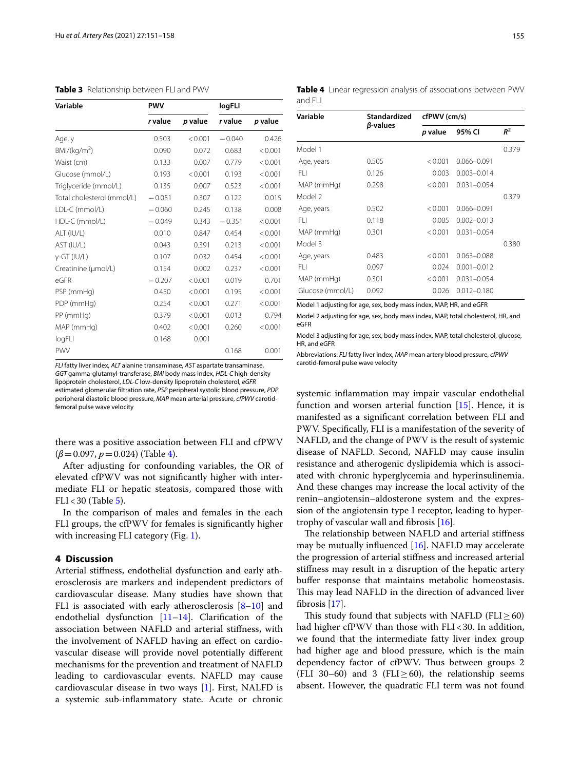**Table 3** Relationship between FLI and PWV

| Variable | PWV | | logFLI | |
|---|---|---|---|---|
| | *r* value | *p* value | *r* value | *p* value |
| Age, y | 0.503 | < 0.001 | − 0.040 | 0.426 |
| BMI/(kg/m$^2$) | 0.090 | 0.072 | 0.683 | < 0.001 |
| Waist (cm) | 0.133 | 0.007 | 0.779 | < 0.001 |
| Glucose (mmol/L) | 0.193 | < 0.001 | 0.193 | < 0.001 |
| Triglyceride (mmol/L) | 0.135 | 0.007 | 0.523 | < 0.001 |
| Total cholesterol (mmol/L) | − 0.051 | 0.307 | 0.122 | 0.015 |
| LDL-C (mmol/L) | − 0.060 | 0.245 | 0.138 | 0.008 |
| HDL-C (mmol/L) | − 0.049 | 0.343 | − 0.351 | < 0.001 |
| ALT (IU/L) | 0.010 | 0.847 | 0.454 | < 0.001 |
| AST (IU/L) | 0.043 | 0.391 | 0.213 | < 0.001 |
| γ-GT (IU/L) | 0.107 | 0.032 | 0.454 | < 0.001 |
| Creatinine (μmol/L) | 0.154 | 0.002 | 0.237 | < 0.001 |
| eGFR | − 0.207 | < 0.001 | 0.019 | 0.701 |
| PSP (mmHg) | 0.450 | < 0.001 | 0.195 | < 0.001 |
| PDP (mmHg) | 0.254 | < 0.001 | 0.271 | < 0.001 |
| PP (mmHg) | 0.379 | < 0.001 | 0.013 | 0.794 |
| MAP (mmHg) | 0.402 | < 0.001 | 0.260 | < 0.001 |
| logFLI | 0.168 | 0.001 | | |
| PWV | | | 0.168 | 0.001 |

*FLI* fatty liver index, *ALT* alanine transaminase, *AST* aspartate transaminase, *GGT* gamma-glutamyl-transferase, *BMI* body mass index, *HDL-C* high-density lipoprotein cholesterol, *LDL-C* low-density lipoprotein cholesterol, *eGFR* estimated glomerular filtration rate, *PSP* peripheral systolic blood pressure, *PDP* peripheral diastolic blood pressure, *MAP* mean arterial pressure, *cfPWV* carotid-femoral pulse wave velocity

**Table 4** Linear regression analysis of associations between PWV and FLI

| Variable | Standardized *β*-values | cfPWV (cm/s) | | |
|---|---|---|---|---|
| | | *p* value | 95% CI | $R^2$ |
| Model 1 | | | | 0.379 |
| Age, years | 0.505 | < 0.001 | 0.066–0.091 | |
| FLI | 0.126 | 0.003 | 0.003–0.014 | |
| MAP (mmHg) | 0.298 | < 0.001 | 0.031–0.054 | |
| Model 2 | | | | 0.379 |
| Age, years | 0.502 | < 0.001 | 0.066–0.091 | |
| FLI | 0.118 | 0.005 | 0.002–0.013 | |
| MAP (mmHg) | 0.301 | < 0.001 | 0.031–0.054 | |
| Model 3 | | | | 0.380 |
| Age, years | 0.483 | < 0.001 | 0.063–0.088 | |
| FLI | 0.097 | 0.024 | 0.001–0.012 | |
| MAP (mmHg) | 0.301 | < 0.001 | 0.031–0.054 | |
| Glucose (mmol/L) | 0.092 | 0.026 | 0.012–0.180 | |

Model 1 adjusting for age, sex, body mass index, MAP, HR, and eGFR

Model 2 adjusting for age, sex, body mass index, MAP, total cholesterol, HR, and eGFR

Model 3 adjusting for age, sex, body mass index, MAP, total cholesterol, glucose, HR, and eGFR

Abbreviations: *FLI* fatty liver index, *MAP* mean artery blood pressure, *cfPWV* carotid-femoral pulse wave velocity

there was a positive association between FLI and cfPWV ($\beta = 0.097$, $p = 0.024$) (Table 4).

After adjusting for confounding variables, the OR of elevated cfPWV was not significantly higher with intermediate FLI or hepatic steatosis, compared those with FLI < 30 (Table 5).

In the comparison of males and females in the each FLI groups, the cfPWV for females is significantly higher with increasing FLI category (Fig. 1).

## 4 Discussion

Arterial stiffness, endothelial dysfunction and early atherosclerosis are markers and independent predictors of cardiovascular disease. Many studies have shown that FLI is associated with early atherosclerosis [8–10] and endothelial dysfunction [11–14]. Clarification of the association between NAFLD and arterial stiffness, with the involvement of NAFLD having an effect on cardiovascular disease will provide novel potentially different mechanisms for the prevention and treatment of NAFLD leading to cardiovascular events. NAFLD may cause cardiovascular disease in two ways [1]. First, NALFD is a systemic sub-inflammatory state. Acute or chronic systemic inflammation may impair vascular endothelial function and worsen arterial function [15]. Hence, it is manifested as a significant correlation between FLI and PWV. Specifically, FLI is a manifestation of the severity of NAFLD, and the change of PWV is the result of systemic disease of NAFLD. Second, NAFLD may cause insulin resistance and atherogenic dyslipidemia which is associated with chronic hyperglycemia and hyperinsulinemia. And these changes may increase the local activity of the renin–angiotensin–aldosterone system and the expression of the angiotensin type I receptor, leading to hypertrophy of vascular wall and fibrosis [16].

The relationship between NAFLD and arterial stiffness may be mutually influenced [16]. NAFLD may accelerate the progression of arterial stiffness and increased arterial stiffness may result in a disruption of the hepatic artery buffer response that maintains metabolic homeostasis. This may lead NAFLD in the direction of advanced liver fibrosis [17].

This study found that subjects with NAFLD (FLI ≥ 60) had higher cfPWV than those with FLI < 30. In addition, we found that the intermediate fatty liver index group had higher age and blood pressure, which is the main dependency factor of cfPWV. Thus between groups 2 (FLI 30–60) and 3 (FLI ≥ 60), the relationship seems absent. However, the quadratic FLI term was not found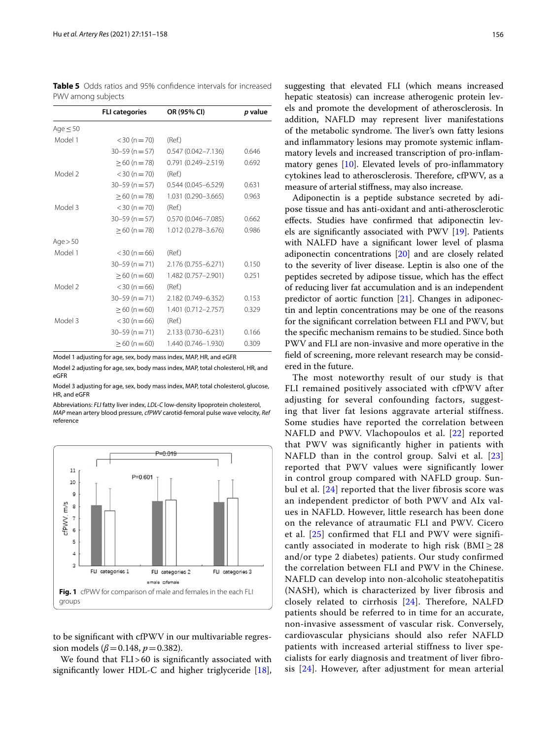**Table 5** Odds ratios and 95% confidence intervals for increased PWV among subjects

| | FLI categories | OR (95% CI) | *p* value |
|---|---|---|---|
| Age ≤ 50 | | | |
| Model 1 | < 30 (n = 70) | (Ref.) | |
| | 30–59 (n = 57) | 0.547 (0.042–7.136) | 0.646 |
| | ≥ 60 (n = 78) | 0.791 (0.249–2.519) | 0.692 |
| Model 2 | < 30 (n = 70) | (Ref.) | |
| | 30–59 (n = 57) | 0.544 (0.045–6.529) | 0.631 |
| | ≥ 60 (n = 78) | 1.031 (0.290–3.665) | 0.963 |
| Model 3 | < 30 (n = 70) | (Ref.) | |
| | 30–59 (n = 57) | 0.570 (0.046–7.085) | 0.662 |
| | ≥ 60 (n = 78) | 1.012 (0.278–3.676) | 0.986 |
| Age > 50 | | | |
| Model 1 | < 30 (n = 66) | (Ref.) | |
| | 30–59 (n = 71) | 2.176 (0.755–6.271) | 0.150 |
| | ≥ 60 (n = 60) | 1.482 (0.757–2.901) | 0.251 |
| Model 2 | < 30 (n = 66) | (Ref.) | |
| | 30–59 (n = 71) | 2.182 (0.749–6.352) | 0.153 |
| | ≥ 60 (n = 60) | 1.401 (0.712–2.757) | 0.329 |
| Model 3 | < 30 (n = 66) | (Ref.) | |
| | 30–59 (n = 71) | 2.133 (0.730–6.231) | 0.166 |
| | ≥ 60 (n = 60) | 1.440 (0.746–1.930) | 0.309 |

Model 1 adjusting for age, sex, body mass index, MAP, HR, and eGFR

Model 2 adjusting for age, sex, body mass index, MAP, total cholesterol, HR, and eGFR

Model 3 adjusting for age, sex, body mass index, MAP, total cholesterol, glucose, HR, and eGFR

Abbreviations: *FLI* fatty liver index, *LDL-C* low-density lipoprotein cholesterol, *MAP* mean artery blood pressure, *cfPWV* carotid-femoral pulse wave velocity, *Ref* reference

**Fig. 1** cfPWV for comparison of male and females in the each FLI groups

to be significant with cfPWV in our multivariable regression models ($\beta = 0.148$, $p = 0.382$).

We found that FLI > 60 is significantly associated with significantly lower HDL-C and higher triglyceride [18], suggesting that elevated FLI (which means increased hepatic steatosis) can increase atherogenic protein levels and promote the development of atherosclerosis. In addition, NAFLD may represent liver manifestations of the metabolic syndrome. The liver's own fatty lesions and inflammatory lesions may promote systemic inflammatory levels and increased transcription of pro-inflammatory genes [10]. Elevated levels of pro-inflammatory cytokines lead to atherosclerosis. Therefore, cfPWV, as a measure of arterial stiffness, may also increase.

Adiponectin is a peptide substance secreted by adipose tissue and has anti-oxidant and anti-atherosclerotic effects. Studies have confirmed that adiponectin levels are significantly associated with PWV [19]. Patients with NALFD have a significant lower level of plasma adiponectin concentrations [20] and are closely related to the severity of liver disease. Leptin is also one of the peptides secreted by adipose tissue, which has the effect of reducing liver fat accumulation and is an independent predictor of aortic function [21]. Changes in adiponectin and leptin concentrations may be one of the reasons for the significant correlation between FLI and PWV, but the specific mechanism remains to be studied. Since both PWV and FLI are non-invasive and more operative in the field of screening, more relevant research may be considered in the future.

The most noteworthy result of our study is that FLI remained positively associated with cfPWV after adjusting for several confounding factors, suggesting that liver fat lesions aggravate arterial stiffness. Some studies have reported the correlation between NAFLD and PWV. Vlachopoulos et al. [22] reported that PWV was significantly higher in patients with NAFLD than in the control group. Salvi et al. [23] reported that PWV values were significantly lower in control group compared with NAFLD group. Sunbul et al. [24] reported that the liver fibrosis score was an independent predictor of both PWV and AIx values in NAFLD. However, little research has been done on the relevance of atraumatic FLI and PWV. Cicero et al. [25] confirmed that FLI and PWV were significantly associated in moderate to high risk (BMI ≥ 28 and/or type 2 diabetes) patients. Our study confirmed the correlation between FLI and PWV in the Chinese. NAFLD can develop into non-alcoholic steatohepatitis (NASH), which is characterized by liver fibrosis and closely related to cirrhosis [24]. Therefore, NALFD patients should be referred to in time for an accurate, non-invasive assessment of vascular risk. Conversely, cardiovascular physicians should also refer NAFLD patients with increased arterial stiffness to liver specialists for early diagnosis and treatment of liver fibrosis [24]. However, after adjustment for mean arterial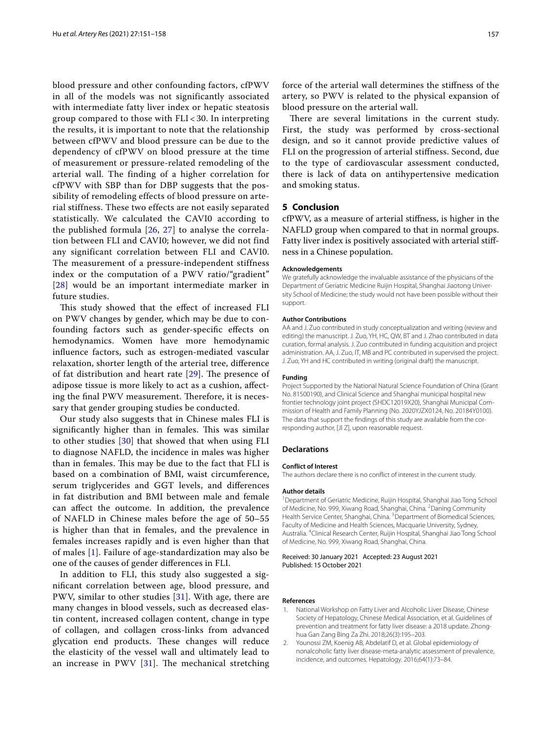blood pressure and other confounding factors, cfPWV in all of the models was not significantly associated with intermediate fatty liver index or hepatic steatosis group compared to those with FLI < 30. In interpreting the results, it is important to note that the relationship between cfPWV and blood pressure can be due to the dependency of cfPWV on blood pressure at the time of measurement or pressure-related remodeling of the arterial wall. The finding of a higher correlation for cfPWV with SBP than for DBP suggests that the possibility of remodeling effects of blood pressure on arterial stiffness. These two effects are not easily separated statistically. We calculated the CAVI0 according to the published formula [26, 27] to analyse the correlation between FLI and CAVI0; however, we did not find any significant correlation between FLI and CAVI0. The measurement of a pressure-independent stiffness index or the computation of a PWV ratio/"gradient" [28] would be an important intermediate marker in future studies.

This study showed that the effect of increased FLI on PWV changes by gender, which may be due to confounding factors such as gender-specific effects on hemodynamics. Women have more hemodynamic influence factors, such as estrogen-mediated vascular relaxation, shorter length of the arterial tree, difference of fat distribution and heart rate [29]. The presence of adipose tissue is more likely to act as a cushion, affecting the final PWV measurement. Therefore, it is necessary that gender grouping studies be conducted.

Our study also suggests that in Chinese males FLI is significantly higher than in females. This was similar to other studies [30] that showed that when using FLI to diagnose NAFLD, the incidence in males was higher than in females. This may be due to the fact that FLI is based on a combination of BMI, waist circumference, serum triglycerides and GGT levels, and differences in fat distribution and BMI between male and female can affect the outcome. In addition, the prevalence of NAFLD in Chinese males before the age of 50–55 is higher than that in females, and the prevalence in females increases rapidly and is even higher than that of males [1]. Failure of age-standardization may also be one of the causes of gender differences in FLI.

In addition to FLI, this study also suggested a significant correlation between age, blood pressure, and PWV, similar to other studies [31]. With age, there are many changes in blood vessels, such as decreased elastin content, increased collagen content, change in type of collagen, and collagen cross-links from advanced glycation end products. These changes will reduce the elasticity of the vessel wall and ultimately lead to an increase in PWV [31]. The mechanical stretching force of the arterial wall determines the stiffness of the artery, so PWV is related to the physical expansion of blood pressure on the arterial wall.

There are several limitations in the current study. First, the study was performed by cross-sectional design, and so it cannot provide predictive values of FLI on the progression of arterial stiffness. Second, due to the type of cardiovascular assessment conducted, there is lack of data on antihypertensive medication and smoking status.

## 5 Conclusion

cfPWV, as a measure of arterial stiffness, is higher in the NAFLD group when compared to that in normal groups. Fatty liver index is positively associated with arterial stiffness in a Chinese population.

#### Acknowledgements

We gratefully acknowledge the invaluable assistance of the physicians of the Department of Geriatric Medicine Ruijin Hospital, Shanghai Jiaotong University School of Medicine; the study would not have been possible without their support.

#### Author Contributions

AA and J. Zuo contributed in study conceptualization and writing (review and editing) the manuscript. J. Zuo, YH, HC, QW, BT and J. Zhao contributed in data curation, formal analysis. J. Zuo contributed in funding acquisition and project administration. AA, J. Zuo, IT, MB and PC contributed in supervised the project. J. Zuo, YH and HC contributed in writing (original draft) the manuscript.

#### Funding

Project Supported by the National Natural Science Foundation of China (Grant No. 81500190), and Clinical Science and Shanghai municipal hospital new frontier technology joint project (SHDC12019X20), Shanghai Municipal Commission of Health and Family Planning (No. 2020YJZX0124, No. 20184Y0100). The data that support the findings of this study are available from the corresponding author, [JI Z], upon reasonable request.

### Declarations

#### Conflict of Interest

The authors declare there is no conflict of interest in the current study.

#### Author details

[1] Department of Geriatric Medicine, Ruijin Hospital, Shanghai Jiao Tong School of Medicine, No. 999, Xiwang Road, Shanghai, China. [2] Daning Community Health Service Center, Shanghai, China. [3] Department of Biomedical Sciences, Faculty of Medicine and Health Sciences, Macquarie University, Sydney, Australia. [4] Clinical Research Center, Ruijin Hospital, Shanghai Jiao Tong School of Medicine, No. 999, Xiwang Road, Shanghai, China.

Received: 30 January 2021 Accepted: 23 August 2021
Published: 15 October 2021

#### References

1. National Workshop on Fatty Liver and Alcoholic Liver Disease, Chinese Society of Hepatology, Chinese Medical Association, et al. Guidelines of prevention and treatment for fatty liver disease: a 2018 update. Zhonghua Gan Zang Bing Za Zhi. 2018;26(3):195–203.
2. Younossi ZM, Koenig AB, Abdelatif D, et al. Global epidemiology of nonalcoholic fatty liver disease-meta-analytic assessment of prevalence, incidence, and outcomes. Hepatology. 2016;64(1):73–84.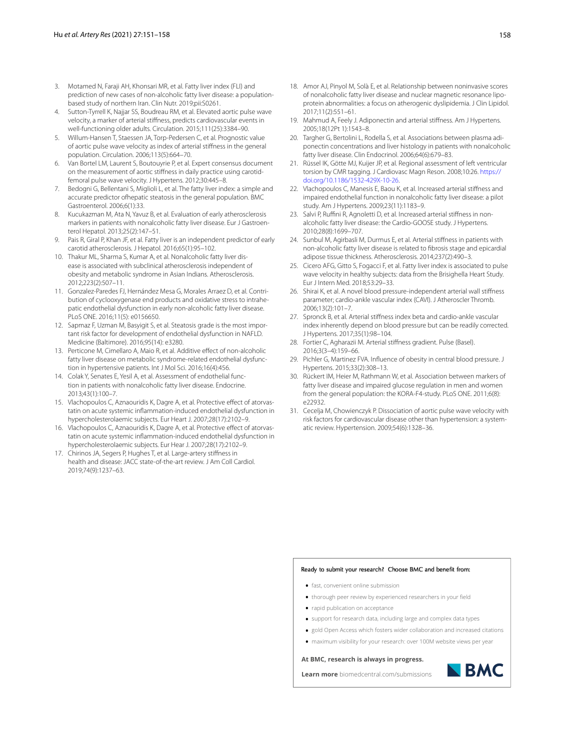3. Motamed N, Faraji AH, Khonsari MR, et al. Fatty liver index (FLI) and prediction of new cases of non-alcoholic fatty liver disease: a population-based study of northern Iran. Clin Nutr. 2019;pii:S0261.
4. Sutton-Tyrrell K, Najjar SS, Boudreau RM, et al. Elevated aortic pulse wave velocity, a marker of arterial stiffness, predicts cardiovascular events in well-functioning older adults. Circulation. 2015;111(25):3384–90.
5. Willum-Hansen T, Staessen JA, Torp-Pedersen C, et al. Prognostic value of aortic pulse wave velocity as index of arterial stiffness in the general population. Circulation. 2006;113(5):664–70.
6. Van Bortel LM, Laurent S, Boutouyrie P, et al. Expert consensus document on the measurement of aortic stiffness in daily practice using carotid-femoral pulse wave velocity. J Hypertens. 2012;30:445–8.
7. Bedogni G, Bellentani S, Miglioli L, et al. The fatty liver index: a simple and accurate predictor ofhepatic steatosis in the general population. BMC Gastroenterol. 2006;6(1):33.
8. Kucukazman M, Ata N, Yavuz B, et al. Evaluation of early atherosclerosis markers in patients with nonalcoholic fatty liver disease. Eur J Gastroenterol Hepatol. 2013;25(2):147–51.
9. Pais R, Giral P, Khan JF, et al. Fatty liver is an independent predictor of early carotid atherosclerosis. J Hepatol. 2016;65(1):95–102.
10. Thakur ML, Sharma S, Kumar A, et al. Nonalcoholic fatty liver disease is associated with subclinical atherosclerosis independent of obesity and metabolic syndrome in Asian Indians. Atherosclerosis. 2012;223(2):507–11.
11. Gonzalez-Paredes FJ, Hernández Mesa G, Morales Arraez D, et al. Contribution of cyclooxygenase end products and oxidative stress to intrahepatic endothelial dysfunction in early non-alcoholic fatty liver disease. PLoS ONE. 2016;11(5): e0156650.
12. Sapmaz F, Uzman M, Basyigit S, et al. Steatosis grade is the most important risk factor for development of endothelial dysfunction in NAFLD. Medicine (Baltimore). 2016;95(14): e3280.
13. Perticone M, Cimellaro A, Maio R, et al. Additive effect of non-alcoholic fatty liver disease on metabolic syndrome-related endothelial dysfunction in hypertensive patients. Int J Mol Sci. 2016;16(4):456.
14. Colak Y, Senates E, Yesil A, et al. Assessment of endothelial function in patients with nonalcoholic fatty liver disease. Endocrine. 2013;43(1):100–7.
15. Vlachopoulos C, Aznaouridis K, Dagre A, et al. Protective effect of atorvastatin on acute systemic inflammation-induced endothelial dysfunction in hypercholesterolaemic subjects. Eur Heart J. 2007;28(17):2102–9.
16. Vlachopoulos C, Aznaouridis K, Dagre A, et al. Protective effect of atorvastatin on acute systemic inflammation-induced endothelial dysfunction in hypercholesterolaemic subjects. Eur Hear J. 2007;28(17):2102–9.
17. Chirinos JA, Segers P, Hughes T, et al. Large-artery stiffness in health and disease: JACC state-of-the-art review. J Am Coll Cardiol. 2019;74(9):1237–63.
18. Amor AJ, Pinyol M, Solà E, et al. Relationship between noninvasive scores of nonalcoholic fatty liver disease and nuclear magnetic resonance lipoprotein abnormalities: a focus on atherogenic dyslipidemia. J Clin Lipidol. 2017;11(2):551–61.
19. Mahmud A, Feely J. Adiponectin and arterial stiffness. Am J Hypertens. 2005;18(12Pt 1):1543–8.
20. Targher G, Bertolini L, Rodella S, et al. Associations between plasma adiponectin concentrations and liver histology in patients with nonalcoholic fatty liver disease. Clin Endocrinol. 2006;64(6):679–83.
21. Rüssel IK, Götte MJ, Kuijer JP, et al. Regional assessment of left ventricular torsion by CMR tagging. J Cardiovasc Magn Reson. 2008;10:26. https://doi.org/10.1186/1532-429X-10-26.
22. Vlachopoulos C, Manesis E, Baou K, et al. Increased arterial stiffness and impaired endothelial function in nonalcoholic fatty liver disease: a pilot study. Am J Hypertens. 2009;23(11):1183–9.
23. Salvi P, Ruffini R, Agnoletti D, et al. Increased arterial stiffness in nonalcoholic fatty liver disease: the Cardio-GOOSE study. J Hypertens. 2010;28(8):1699–707.
24. Sunbul M, Agirbasli M, Durmus E, et al. Arterial stiffness in patients with non-alcoholic fatty liver disease is related to fibrosis stage and epicardial adipose tissue thickness. Atherosclerosis. 2014;237(2):490–3.
25. Cicero AFG, Gitto S, Fogacci F, et al. Fatty liver index is associated to pulse wave velocity in healthy subjects: data from the Brisighella Heart Study. Eur J Intern Med. 2018;53:29–33.
26. Shirai K, et al. A novel blood pressure-independent arterial wall stiffness parameter; cardio-ankle vascular index (CAVI). J Atheroscler Thromb. 2006;13(2):101–7.
27. Spronck B, et al. Arterial stiffness index beta and cardio-ankle vascular index inherently depend on blood pressure but can be readily corrected. J Hypertens. 2017;35(1):98–104.
28. Fortier C, Agharazii M. Arterial stiffness gradient. Pulse (Basel). 2016;3(3–4):159–66.
29. Pichler G, Martinez FVA. Influence of obesity in central blood pressure. J Hypertens. 2015;33(2):308–13.
30. Rückert IM, Heier M, Rathmann W, et al. Association between markers of fatty liver disease and impaired glucose regulation in men and women from the general population: the KORA-F4-study. PLoS ONE. 2011;6(8): e22932.
31. Cecelja M, Chowienczyk P. Dissociation of aortic pulse wave velocity with risk factors for cardiovascular disease other than hypertension: a systematic review. Hypertension. 2009;54(6):1328–36.

Ready to submit your research? Choose BMC and benefit from:

- fast, convenient online submission
- thorough peer review by experienced researchers in your field
- rapid publication on acceptance
- support for research data, including large and complex data types
- gold Open Access which fosters wider collaboration and increased citations
- maximum visibility for your research: over 100M website views per year

**At BMC, research is always in progress.**

**Learn more** biomedcentral.com/submissions

BMC